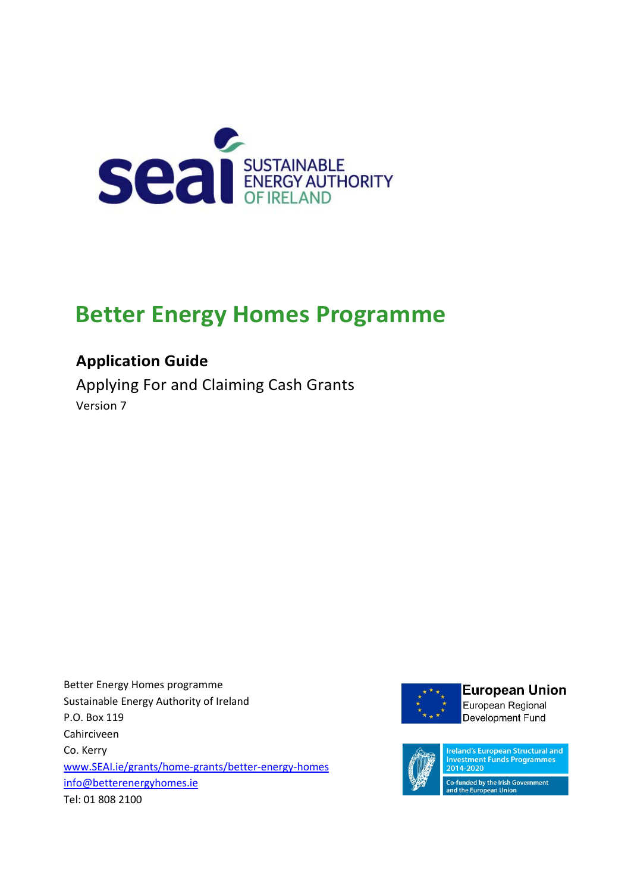SEAI SUSTAINABLE ENERGY AUTHORITY OF IRELAND

# Better Energy Homes Programme

## Application Guide

Applying For and Claiming Cash Grants

Version 7

Better Energy Homes programme
Sustainable Energy Authority of Ireland
P.O. Box 119
Cahirciveen
Co. Kerry
www.SEAI.ie/grants/home-grants/better-energy-homes
info@betterenergyhomes.ie
Tel: 01 808 2100

European Union
European Regional Development Fund

Ireland's European Structural and Investment Funds Programmes 2014-2020
Co-funded by the Irish Government and the European Union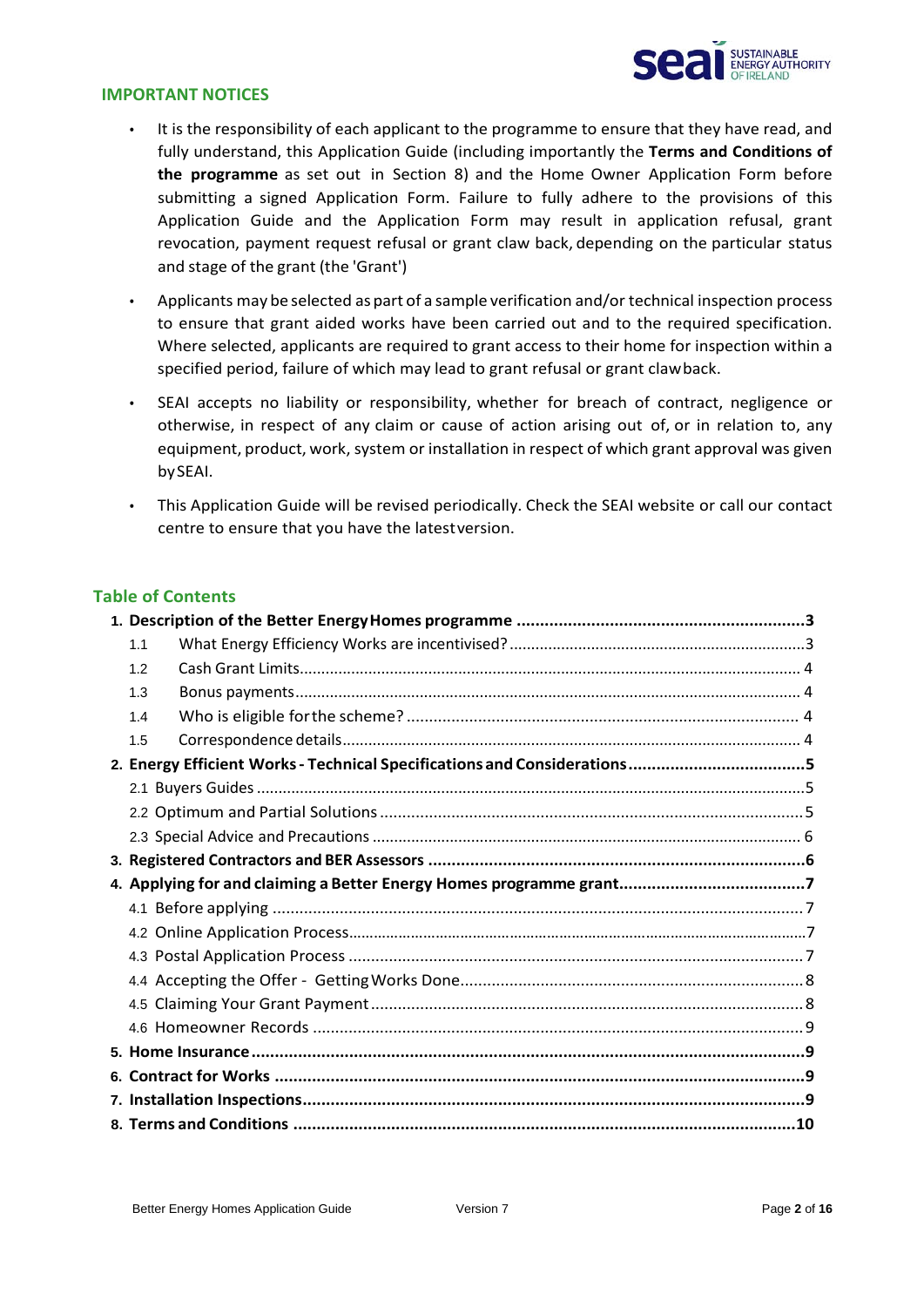## IMPORTANT NOTICES

- It is the responsibility of each applicant to the programme to ensure that they have read, and fully understand, this Application Guide (including importantly the **Terms and Conditions of the programme** as set out in Section 8) and the Home Owner Application Form before submitting a signed Application Form. Failure to fully adhere to the provisions of this Application Guide and the Application Form may result in application refusal, grant revocation, payment request refusal or grant claw back, depending on the particular status and stage of the grant (the 'Grant')
- Applicants may be selected as part of a sample verification and/or technical inspection process to ensure that grant aided works have been carried out and to the required specification. Where selected, applicants are required to grant access to their home for inspection within a specified period, failure of which may lead to grant refusal or grant clawback.
- SEAI accepts no liability or responsibility, whether for breach of contract, negligence or otherwise, in respect of any claim or cause of action arising out of, or in relation to, any equipment, product, work, system or installation in respect of which grant approval was given by SEAI.
- This Application Guide will be revised periodically. Check the SEAI website or call our contact centre to ensure that you have the latest version.

## Table of Contents

**1. Description of the Better Energy Homes programme .......... 3**
- 1.1 What Energy Efficiency Works are incentivised? .......... 3
- 1.2 Cash Grant Limits .......... 4
- 1.3 Bonus payments .......... 4
- 1.4 Who is eligible for the scheme? .......... 4
- 1.5 Correspondence details .......... 4

**2. Energy Efficient Works - Technical Specifications and Considerations .......... 5**
- 2.1 Buyers Guides .......... 5
- 2.2 Optimum and Partial Solutions .......... 5
- 2.3 Special Advice and Precautions .......... 6

**3. Registered Contractors and BER Assessors .......... 6**

**4. Applying for and claiming a Better Energy Homes programme grant .......... 7**
- 4.1 Before applying .......... 7
- 4.2 Online Application Process .......... 7
- 4.3 Postal Application Process .......... 7
- 4.4 Accepting the Offer - Getting Works Done .......... 8
- 4.5 Claiming Your Grant Payment .......... 8
- 4.6 Homeowner Records .......... 9

**5. Home Insurance .......... 9**

**6. Contract for Works .......... 9**

**7. Installation Inspections .......... 9**

**8. Terms and Conditions .......... 10**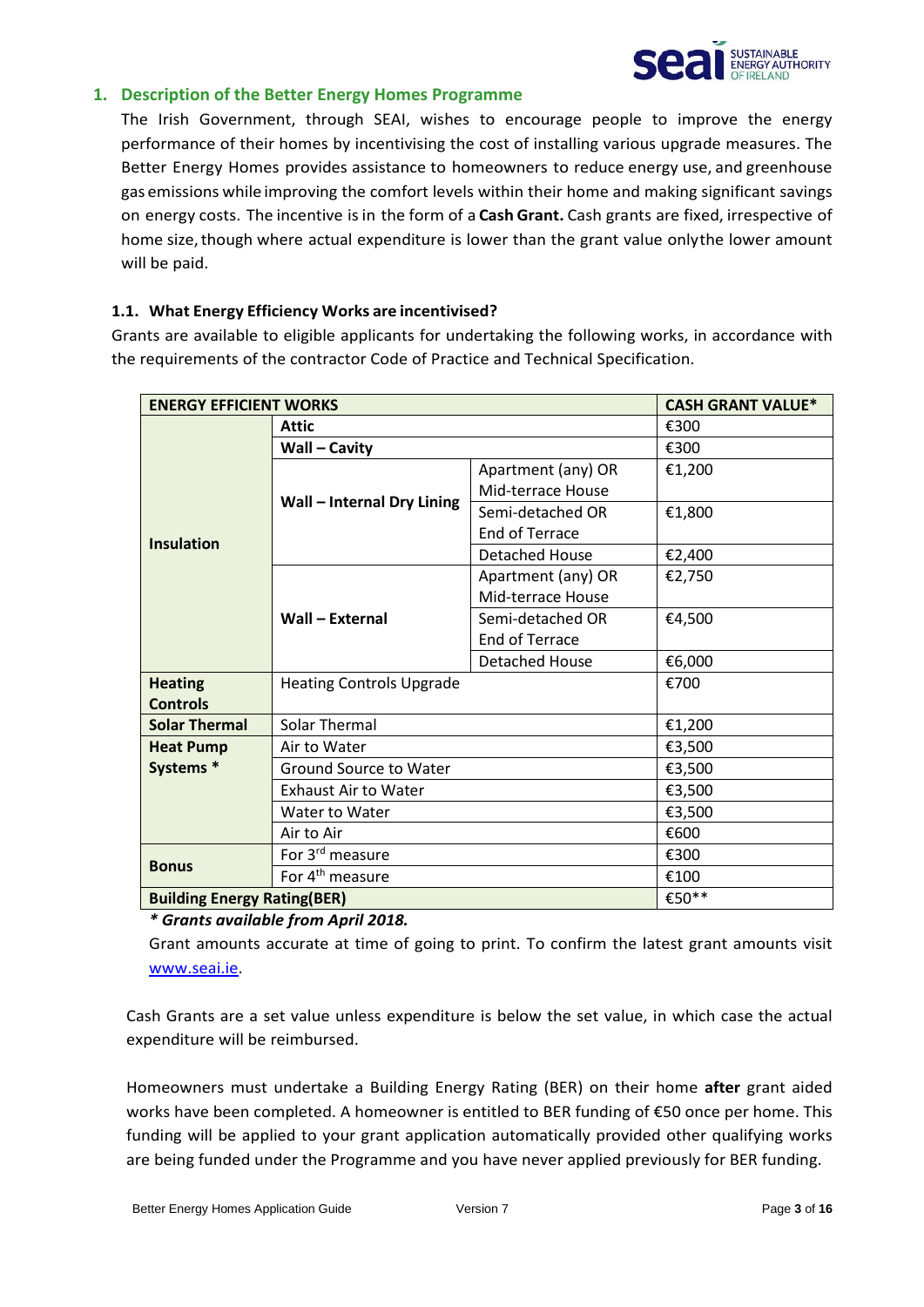## 1. Description of the Better Energy Homes Programme

The Irish Government, through SEAI, wishes to encourage people to improve the energy performance of their homes by incentivising the cost of installing various upgrade measures. The Better Energy Homes provides assistance to homeowners to reduce energy use, and greenhouse gas emissions while improving the comfort levels within their home and making significant savings on energy costs. The incentive is in the form of a **Cash Grant.** Cash grants are fixed, irrespective of home size, though where actual expenditure is lower than the grant value onlythe lower amount will be paid.

### 1.1. What Energy Efficiency Works are incentivised?

Grants are available to eligible applicants for undertaking the following works, in accordance with the requirements of the contractor Code of Practice and Technical Specification.

| ENERGY EFFICIENT WORKS | | | CASH GRANT VALUE* |
|---|---|---|---|
| **Insulation** | **Attic** | | €300 |
| | **Wall – Cavity** | | €300 |
| | **Wall – Internal Dry Lining** | Apartment (any) OR Mid-terrace House | €1,200 |
| | | Semi-detached OR End of Terrace | €1,800 |
| | | Detached House | €2,400 |
| | **Wall – External** | Apartment (any) OR Mid-terrace House | €2,750 |
| | | Semi-detached OR End of Terrace | €4,500 |
| | | Detached House | €6,000 |
| **Heating Controls** | Heating Controls Upgrade | | €700 |
| **Solar Thermal** | Solar Thermal | | €1,200 |
| **Heat Pump Systems *** | Air to Water | | €3,500 |
| | Ground Source to Water | | €3,500 |
| | Exhaust Air to Water | | €3,500 |
| | Water to Water | | €3,500 |
| | Air to Air | | €600 |
| **Bonus** | For 3rd measure | | €300 |
| | For 4th measure | | €100 |
| **Building Energy Rating(BER)** | | | €50** |

***\* Grants available from April 2018.***

Grant amounts accurate at time of going to print. To confirm the latest grant amounts visit [www.seai.ie](http://www.seai.ie).

Cash Grants are a set value unless expenditure is below the set value, in which case the actual expenditure will be reimbursed.

Homeowners must undertake a Building Energy Rating (BER) on their home **after** grant aided works have been completed. A homeowner is entitled to BER funding of €50 once per home. This funding will be applied to your grant application automatically provided other qualifying works are being funded under the Programme and you have never applied previously for BER funding.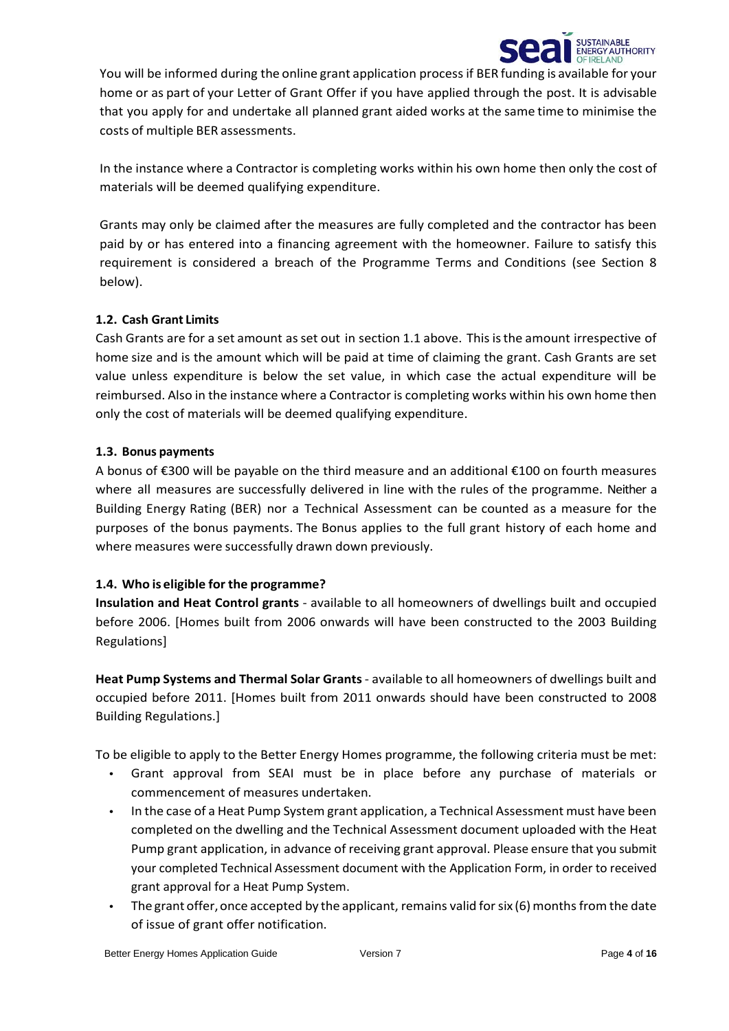You will be informed during the online grant application process if BER funding is available for your home or as part of your Letter of Grant Offer if you have applied through the post. It is advisable that you apply for and undertake all planned grant aided works at the same time to minimise the costs of multiple BER assessments.

In the instance where a Contractor is completing works within his own home then only the cost of materials will be deemed qualifying expenditure.

Grants may only be claimed after the measures are fully completed and the contractor has been paid by or has entered into a financing agreement with the homeowner. Failure to satisfy this requirement is considered a breach of the Programme Terms and Conditions (see Section 8 below).

### 1.2. Cash Grant Limits

Cash Grants are for a set amount as set out in section 1.1 above. This is the amount irrespective of home size and is the amount which will be paid at time of claiming the grant. Cash Grants are set value unless expenditure is below the set value, in which case the actual expenditure will be reimbursed. Also in the instance where a Contractor is completing works within his own home then only the cost of materials will be deemed qualifying expenditure.

### 1.3. Bonus payments

A bonus of €300 will be payable on the third measure and an additional €100 on fourth measures where all measures are successfully delivered in line with the rules of the programme. Neither a Building Energy Rating (BER) nor a Technical Assessment can be counted as a measure for the purposes of the bonus payments. The Bonus applies to the full grant history of each home and where measures were successfully drawn down previously.

### 1.4. Who is eligible for the programme?

**Insulation and Heat Control grants** - available to all homeowners of dwellings built and occupied before 2006. [Homes built from 2006 onwards will have been constructed to the 2003 Building Regulations]

**Heat Pump Systems and Thermal Solar Grants** - available to all homeowners of dwellings built and occupied before 2011. [Homes built from 2011 onwards should have been constructed to 2008 Building Regulations.]

To be eligible to apply to the Better Energy Homes programme, the following criteria must be met:

- Grant approval from SEAI must be in place before any purchase of materials or commencement of measures undertaken.
- In the case of a Heat Pump System grant application, a Technical Assessment must have been completed on the dwelling and the Technical Assessment document uploaded with the Heat Pump grant application, in advance of receiving grant approval. Please ensure that you submit your completed Technical Assessment document with the Application Form, in order to received grant approval for a Heat Pump System.
- The grant offer, once accepted by the applicant, remains valid for six (6) months from the date of issue of grant offer notification.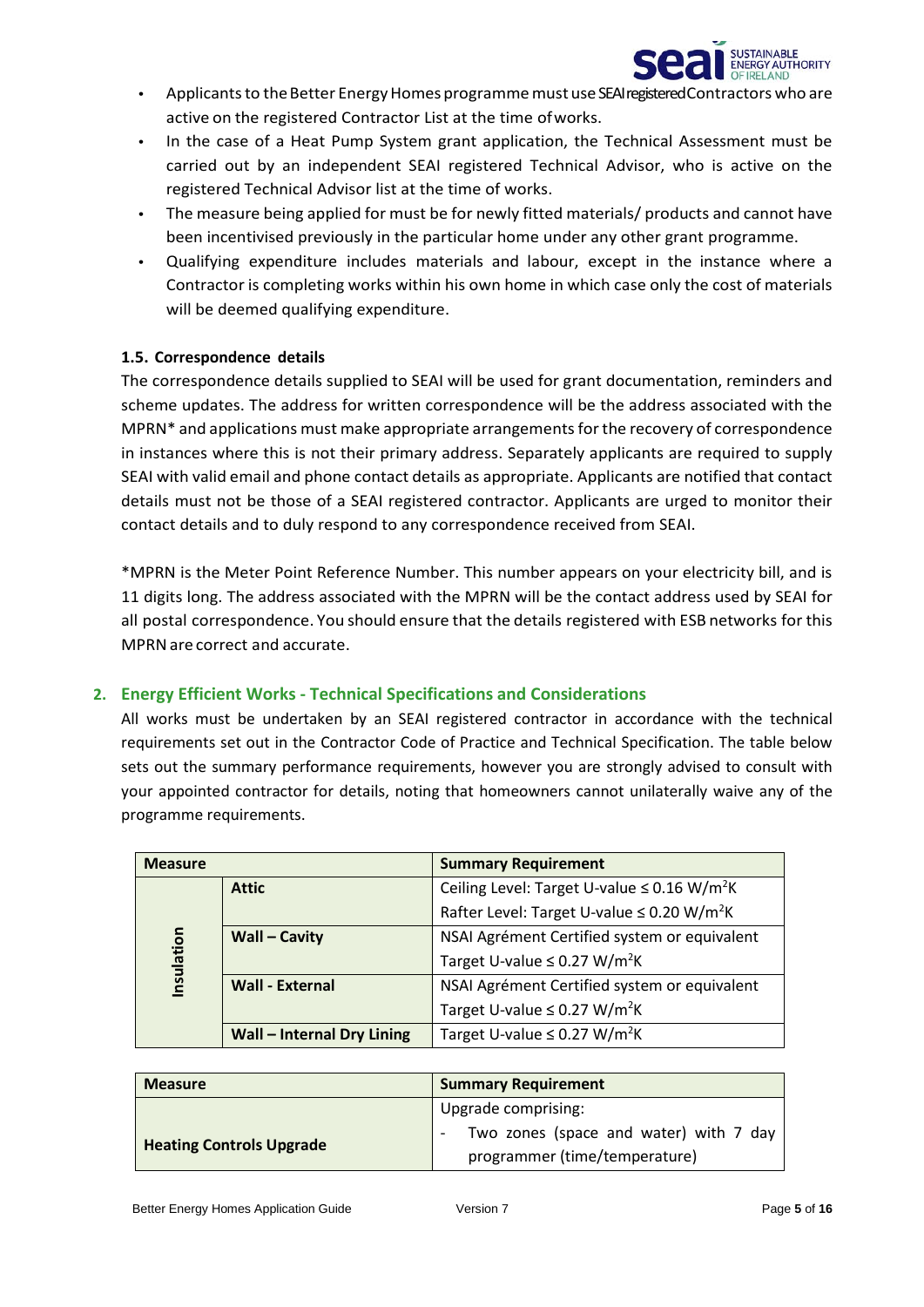- Applicants to the Better Energy Homes programme must use SEAI registered Contractors who are active on the registered Contractor List at the time of works.
- In the case of a Heat Pump System grant application, the Technical Assessment must be carried out by an independent SEAI registered Technical Advisor, who is active on the registered Technical Advisor list at the time of works.
- The measure being applied for must be for newly fitted materials/ products and cannot have been incentivised previously in the particular home under any other grant programme.
- Qualifying expenditure includes materials and labour, except in the instance where a Contractor is completing works within his own home in which case only the cost of materials will be deemed qualifying expenditure.

### 1.5. Correspondence details

The correspondence details supplied to SEAI will be used for grant documentation, reminders and scheme updates. The address for written correspondence will be the address associated with the MPRN* and applications must make appropriate arrangements for the recovery of correspondence in instances where this is not their primary address. Separately applicants are required to supply SEAI with valid email and phone contact details as appropriate. Applicants are notified that contact details must not be those of a SEAI registered contractor. Applicants are urged to monitor their contact details and to duly respond to any correspondence received from SEAI.

*MPRN is the Meter Point Reference Number. This number appears on your electricity bill, and is 11 digits long. The address associated with the MPRN will be the contact address used by SEAI for all postal correspondence. You should ensure that the details registered with ESB networks for this MPRN are correct and accurate.

## 2. Energy Efficient Works - Technical Specifications and Considerations

All works must be undertaken by an SEAI registered contractor in accordance with the technical requirements set out in the Contractor Code of Practice and Technical Specification. The table below sets out the summary performance requirements, however you are strongly advised to consult with your appointed contractor for details, noting that homeowners cannot unilaterally waive any of the programme requirements.

| Measure | | Summary Requirement |
|---|---|---|
| Insulation | **Attic** | Ceiling Level: Target U-value ≤ 0.16 $W/m^2K$<br>Rafter Level: Target U-value ≤ 0.20 $W/m^2K$ |
| | **Wall – Cavity** | NSAI Agrément Certified system or equivalent<br>Target U-value ≤ 0.27 $W/m^2K$ |
| | **Wall - External** | NSAI Agrément Certified system or equivalent<br>Target U-value ≤ 0.27 $W/m^2K$ |
| | **Wall – Internal Dry Lining** | Target U-value ≤ 0.27 $W/m^2K$ |

| Measure | Summary Requirement |
|---|---|
| **Heating Controls Upgrade** | Upgrade comprising:<br>- Two zones (space and water) with 7 day programmer (time/temperature) |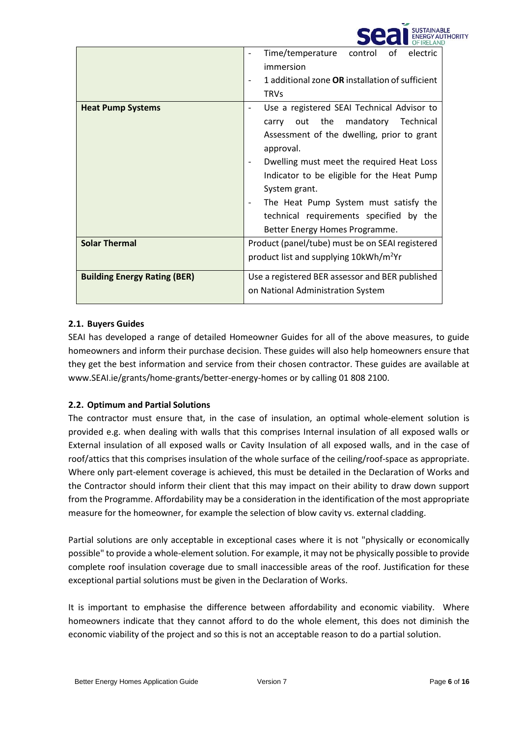| | |
|---|---|
| | - Time/temperature control of electric immersion<br>- 1 additional zone **OR** installation of sufficient TRVs |
| **Heat Pump Systems** | - Use a registered SEAI Technical Advisor to carry out the mandatory Technical Assessment of the dwelling, prior to grant approval.<br>- Dwelling must meet the required Heat Loss Indicator to be eligible for the Heat Pump System grant.<br>- The Heat Pump System must satisfy the technical requirements specified by the Better Energy Homes Programme. |
| **Solar Thermal** | Product (panel/tube) must be on SEAI registered product list and supplying 10kWh/m$^2$Yr |
| **Building Energy Rating (BER)** | Use a registered BER assessor and BER published on National Administration System |

### 2.1. Buyers Guides

SEAI has developed a range of detailed Homeowner Guides for all of the above measures, to guide homeowners and inform their purchase decision. These guides will also help homeowners ensure that they get the best information and service from their chosen contractor. These guides are available at www.SEAI.ie/grants/home-grants/better-energy-homes or by calling 01 808 2100.

### 2.2. Optimum and Partial Solutions

The contractor must ensure that, in the case of insulation, an optimal whole-element solution is provided e.g. when dealing with walls that this comprises Internal insulation of all exposed walls or External insulation of all exposed walls or Cavity Insulation of all exposed walls, and in the case of roof/attics that this comprises insulation of the whole surface of the ceiling/roof-space as appropriate. Where only part-element coverage is achieved, this must be detailed in the Declaration of Works and the Contractor should inform their client that this may impact on their ability to draw down support from the Programme. Affordability may be a consideration in the identification of the most appropriate measure for the homeowner, for example the selection of blow cavity vs. external cladding.

Partial solutions are only acceptable in exceptional cases where it is not "physically or economically possible" to provide a whole-element solution. For example, it may not be physically possible to provide complete roof insulation coverage due to small inaccessible areas of the roof. Justification for these exceptional partial solutions must be given in the Declaration of Works.

It is important to emphasise the difference between affordability and economic viability. Where homeowners indicate that they cannot afford to do the whole element, this does not diminish the economic viability of the project and so this is not an acceptable reason to do a partial solution.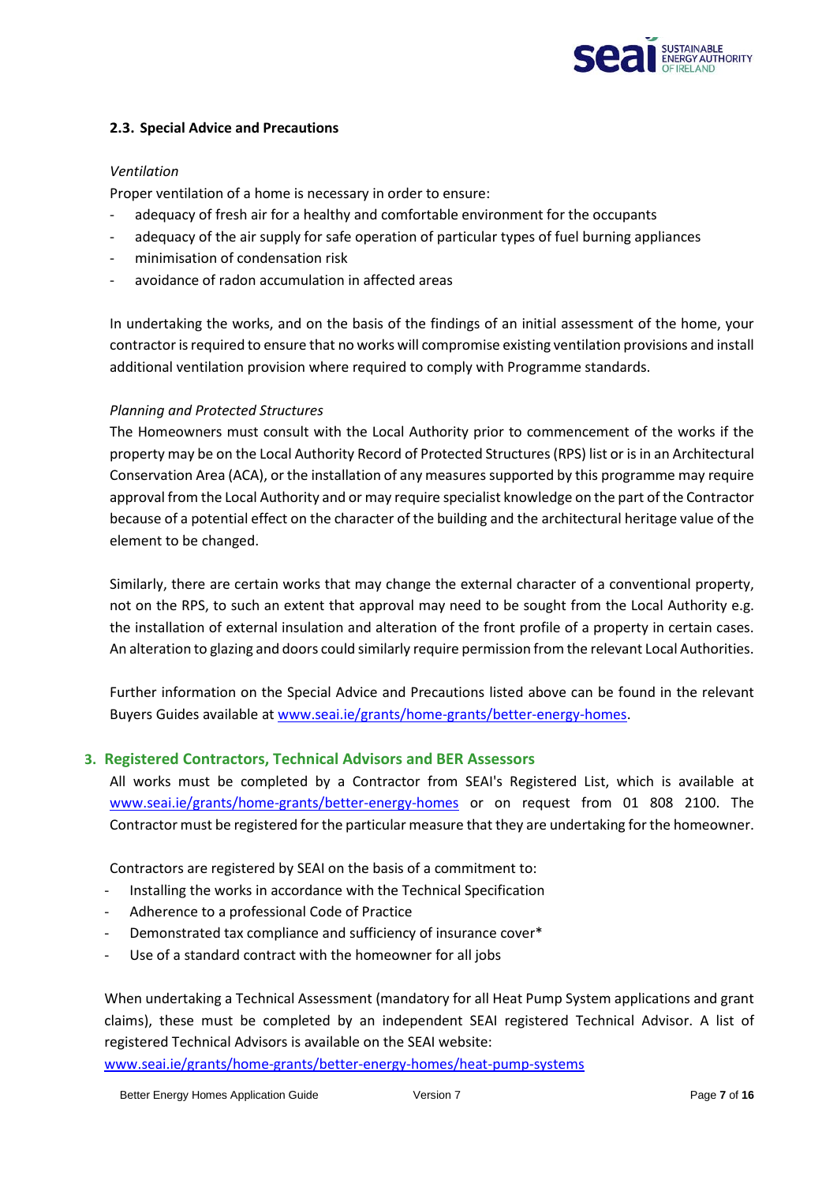### 2.3. Special Advice and Precautions

*Ventilation*

Proper ventilation of a home is necessary in order to ensure:

- adequacy of fresh air for a healthy and comfortable environment for the occupants
- adequacy of the air supply for safe operation of particular types of fuel burning appliances
- minimisation of condensation risk
- avoidance of radon accumulation in affected areas

In undertaking the works, and on the basis of the findings of an initial assessment of the home, your contractor is required to ensure that no works will compromise existing ventilation provisions and install additional ventilation provision where required to comply with Programme standards.

*Planning and Protected Structures*

The Homeowners must consult with the Local Authority prior to commencement of the works if the property may be on the Local Authority Record of Protected Structures (RPS) list or is in an Architectural Conservation Area (ACA), or the installation of any measures supported by this programme may require approval from the Local Authority and or may require specialist knowledge on the part of the Contractor because of a potential effect on the character of the building and the architectural heritage value of the element to be changed.

Similarly, there are certain works that may change the external character of a conventional property, not on the RPS, to such an extent that approval may need to be sought from the Local Authority e.g. the installation of external insulation and alteration of the front profile of a property in certain cases. An alteration to glazing and doors could similarly require permission from the relevant Local Authorities.

Further information on the Special Advice and Precautions listed above can be found in the relevant Buyers Guides available at www.seai.ie/grants/home-grants/better-energy-homes.

## 3. Registered Contractors, Technical Advisors and BER Assessors

All works must be completed by a Contractor from SEAI's Registered List, which is available at www.seai.ie/grants/home-grants/better-energy-homes or on request from 01 808 2100. The Contractor must be registered for the particular measure that they are undertaking for the homeowner.

Contractors are registered by SEAI on the basis of a commitment to:

- Installing the works in accordance with the Technical Specification
- Adherence to a professional Code of Practice
- Demonstrated tax compliance and sufficiency of insurance cover*
- Use of a standard contract with the homeowner for all jobs

When undertaking a Technical Assessment (mandatory for all Heat Pump System applications and grant claims), these must be completed by an independent SEAI registered Technical Advisor. A list of registered Technical Advisors is available on the SEAI website:
www.seai.ie/grants/home-grants/better-energy-homes/heat-pump-systems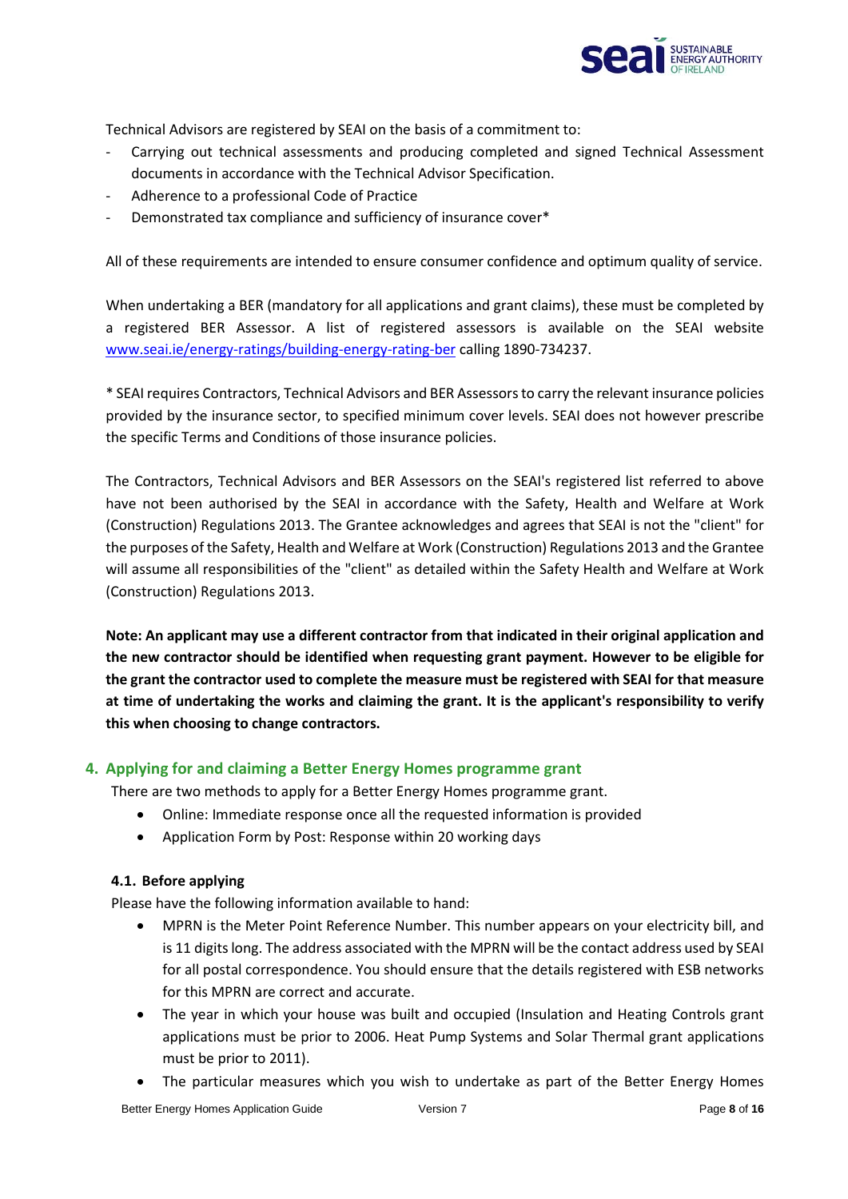Technical Advisors are registered by SEAI on the basis of a commitment to:

- Carrying out technical assessments and producing completed and signed Technical Assessment documents in accordance with the Technical Advisor Specification.
- Adherence to a professional Code of Practice
- Demonstrated tax compliance and sufficiency of insurance cover*

All of these requirements are intended to ensure consumer confidence and optimum quality of service.

When undertaking a BER (mandatory for all applications and grant claims), these must be completed by a registered BER Assessor. A list of registered assessors is available on the SEAI website www.seai.ie/energy-ratings/building-energy-rating-ber calling 1890-734237.

* SEAI requires Contractors, Technical Advisors and BER Assessors to carry the relevant insurance policies provided by the insurance sector, to specified minimum cover levels. SEAI does not however prescribe the specific Terms and Conditions of those insurance policies.

The Contractors, Technical Advisors and BER Assessors on the SEAI's registered list referred to above have not been authorised by the SEAI in accordance with the Safety, Health and Welfare at Work (Construction) Regulations 2013. The Grantee acknowledges and agrees that SEAI is not the "client" for the purposes of the Safety, Health and Welfare at Work (Construction) Regulations 2013 and the Grantee will assume all responsibilities of the "client" as detailed within the Safety Health and Welfare at Work (Construction) Regulations 2013.

**Note: An applicant may use a different contractor from that indicated in their original application and the new contractor should be identified when requesting grant payment. However to be eligible for the grant the contractor used to complete the measure must be registered with SEAI for that measure at time of undertaking the works and claiming the grant. It is the applicant's responsibility to verify this when choosing to change contractors.**

## 4. Applying for and claiming a Better Energy Homes programme grant

There are two methods to apply for a Better Energy Homes programme grant.

- Online: Immediate response once all the requested information is provided
- Application Form by Post: Response within 20 working days

### 4.1. Before applying

Please have the following information available to hand:

- MPRN is the Meter Point Reference Number. This number appears on your electricity bill, and is 11 digits long. The address associated with the MPRN will be the contact address used by SEAI for all postal correspondence. You should ensure that the details registered with ESB networks for this MPRN are correct and accurate.
- The year in which your house was built and occupied (Insulation and Heating Controls grant applications must be prior to 2006. Heat Pump Systems and Solar Thermal grant applications must be prior to 2011).
- The particular measures which you wish to undertake as part of the Better Energy Homes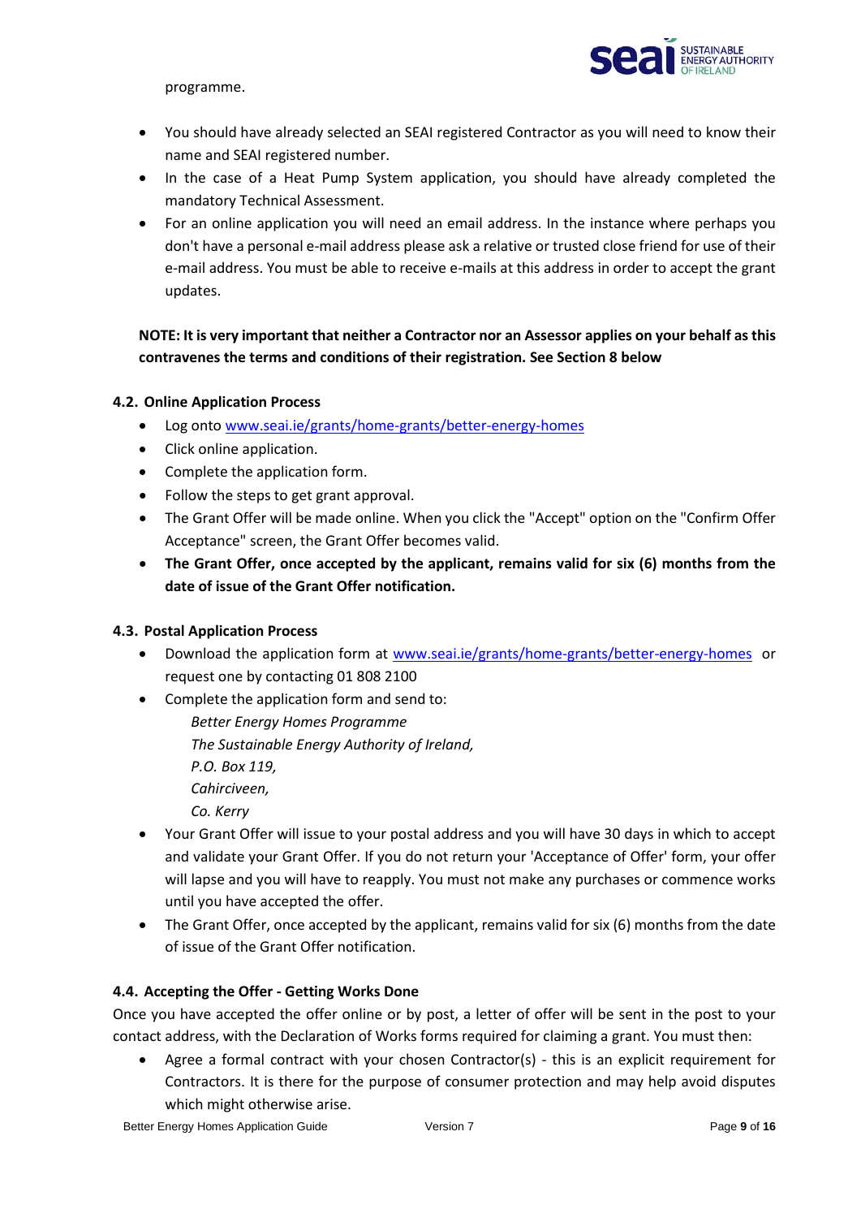programme.

- You should have already selected an SEAI registered Contractor as you will need to know their name and SEAI registered number.
- In the case of a Heat Pump System application, you should have already completed the mandatory Technical Assessment.
- For an online application you will need an email address. In the instance where perhaps you don't have a personal e-mail address please ask a relative or trusted close friend for use of their e-mail address. You must be able to receive e-mails at this address in order to accept the grant updates.

**NOTE: It is very important that neither a Contractor nor an Assessor applies on your behalf as this contravenes the terms and conditions of their registration. See Section 8 below**

### 4.2. Online Application Process

- Log onto [www.seai.ie/grants/home-grants/better-energy-homes](http://www.seai.ie/grants/home-grants/better-energy-homes)
- Click online application.
- Complete the application form.
- Follow the steps to get grant approval.
- The Grant Offer will be made online. When you click the "Accept" option on the "Confirm Offer Acceptance" screen, the Grant Offer becomes valid.
- **The Grant Offer, once accepted by the applicant, remains valid for six (6) months from the date of issue of the Grant Offer notification.**

### 4.3. Postal Application Process

- Download the application form at [www.seai.ie/grants/home-grants/better-energy-homes](http://www.seai.ie/grants/home-grants/better-energy-homes) or request one by contacting 01 808 2100
- Complete the application form and send to:

  *Better Energy Homes Programme*
  *The Sustainable Energy Authority of Ireland,*
  *P.O. Box 119,*
  *Cahirciveen,*
  *Co. Kerry*

- Your Grant Offer will issue to your postal address and you will have 30 days in which to accept and validate your Grant Offer. If you do not return your 'Acceptance of Offer' form, your offer will lapse and you will have to reapply. You must not make any purchases or commence works until you have accepted the offer.
- The Grant Offer, once accepted by the applicant, remains valid for six (6) months from the date of issue of the Grant Offer notification.

### 4.4. Accepting the Offer - Getting Works Done

Once you have accepted the offer online or by post, a letter of offer will be sent in the post to your contact address, with the Declaration of Works forms required for claiming a grant. You must then:

- Agree a formal contract with your chosen Contractor(s) - this is an explicit requirement for Contractors. It is there for the purpose of consumer protection and may help avoid disputes which might otherwise arise.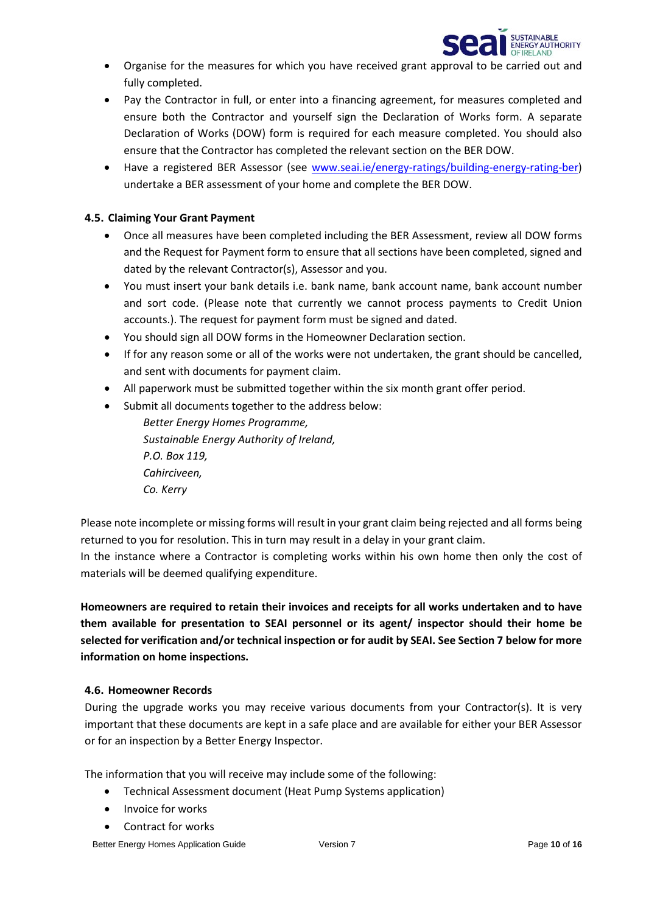- Organise for the measures for which you have received grant approval to be carried out and fully completed.
- Pay the Contractor in full, or enter into a financing agreement, for measures completed and ensure both the Contractor and yourself sign the Declaration of Works form. A separate Declaration of Works (DOW) form is required for each measure completed. You should also ensure that the Contractor has completed the relevant section on the BER DOW.
- Have a registered BER Assessor (see [www.seai.ie/energy-ratings/building-energy-rating-ber](www.seai.ie/energy-ratings/building-energy-rating-ber)) undertake a BER assessment of your home and complete the BER DOW.

### 4.5. Claiming Your Grant Payment

- Once all measures have been completed including the BER Assessment, review all DOW forms and the Request for Payment form to ensure that all sections have been completed, signed and dated by the relevant Contractor(s), Assessor and you.
- You must insert your bank details i.e. bank name, bank account name, bank account number and sort code. (Please note that currently we cannot process payments to Credit Union accounts.). The request for payment form must be signed and dated.
- You should sign all DOW forms in the Homeowner Declaration section.
- If for any reason some or all of the works were not undertaken, the grant should be cancelled, and sent with documents for payment claim.
- All paperwork must be submitted together within the six month grant offer period.
- Submit all documents together to the address below:

  *Better Energy Homes Programme,*
  *Sustainable Energy Authority of Ireland,*
  *P.O. Box 119,*
  *Cahirciveen,*
  *Co. Kerry*

Please note incomplete or missing forms will result in your grant claim being rejected and all forms being returned to you for resolution. This in turn may result in a delay in your grant claim.
In the instance where a Contractor is completing works within his own home then only the cost of materials will be deemed qualifying expenditure.

**Homeowners are required to retain their invoices and receipts for all works undertaken and to have them available for presentation to SEAI personnel or its agent/ inspector should their home be selected for verification and/or technical inspection or for audit by SEAI. See Section 7 below for more information on home inspections.**

### 4.6. Homeowner Records

During the upgrade works you may receive various documents from your Contractor(s). It is very important that these documents are kept in a safe place and are available for either your BER Assessor or for an inspection by a Better Energy Inspector.

The information that you will receive may include some of the following:

- Technical Assessment document (Heat Pump Systems application)
- Invoice for works
- Contract for works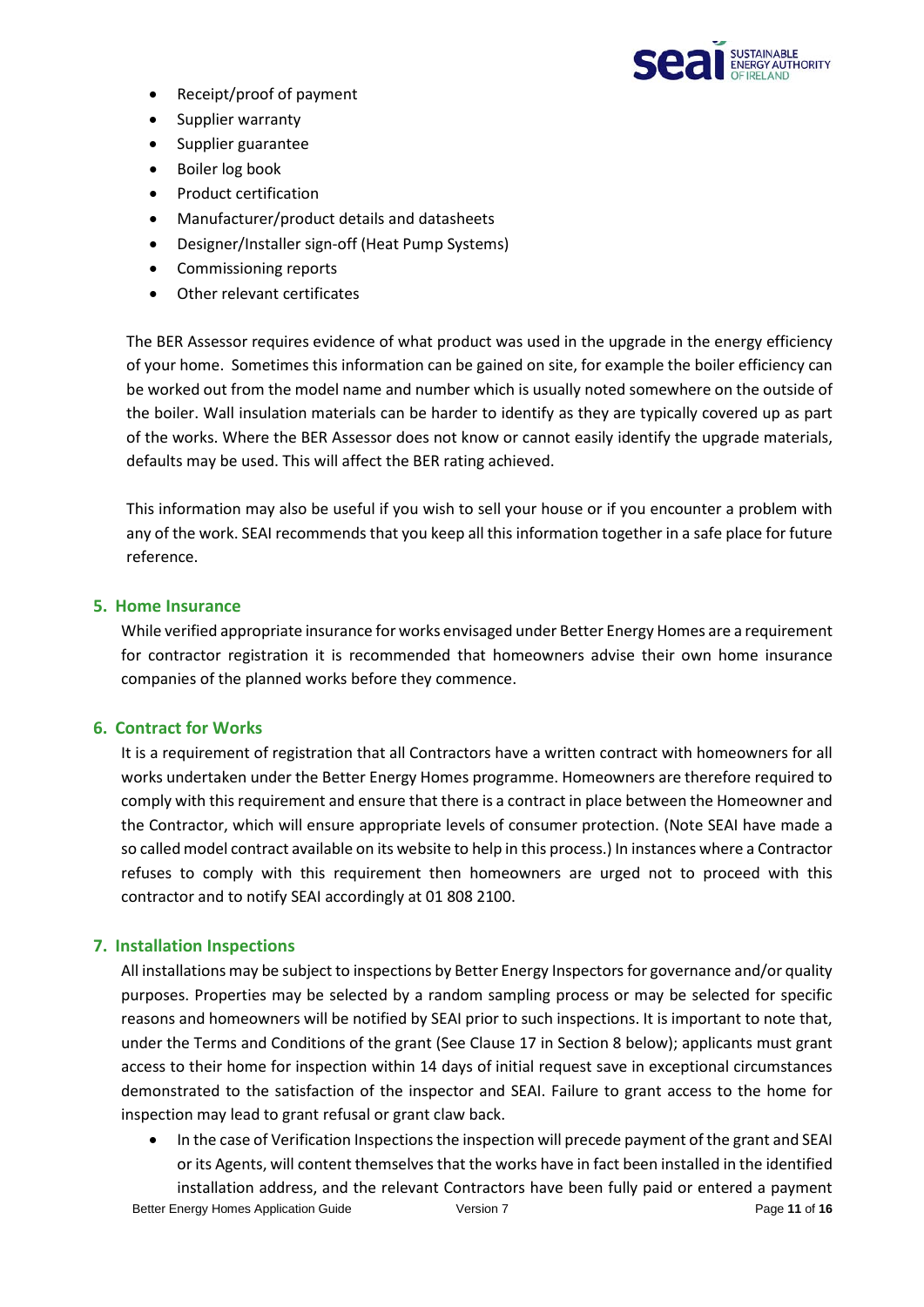- Receipt/proof of payment
- Supplier warranty
- Supplier guarantee
- Boiler log book
- Product certification
- Manufacturer/product details and datasheets
- Designer/Installer sign-off (Heat Pump Systems)
- Commissioning reports
- Other relevant certificates

The BER Assessor requires evidence of what product was used in the upgrade in the energy efficiency of your home. Sometimes this information can be gained on site, for example the boiler efficiency can be worked out from the model name and number which is usually noted somewhere on the outside of the boiler. Wall insulation materials can be harder to identify as they are typically covered up as part of the works. Where the BER Assessor does not know or cannot easily identify the upgrade materials, defaults may be used. This will affect the BER rating achieved.

This information may also be useful if you wish to sell your house or if you encounter a problem with any of the work. SEAI recommends that you keep all this information together in a safe place for future reference.

## 5. Home Insurance

While verified appropriate insurance for works envisaged under Better Energy Homes are a requirement for contractor registration it is recommended that homeowners advise their own home insurance companies of the planned works before they commence.

## 6. Contract for Works

It is a requirement of registration that all Contractors have a written contract with homeowners for all works undertaken under the Better Energy Homes programme. Homeowners are therefore required to comply with this requirement and ensure that there is a contract in place between the Homeowner and the Contractor, which will ensure appropriate levels of consumer protection. (Note SEAI have made a so called model contract available on its website to help in this process.) In instances where a Contractor refuses to comply with this requirement then homeowners are urged not to proceed with this contractor and to notify SEAI accordingly at 01 808 2100.

## 7. Installation Inspections

All installations may be subject to inspections by Better Energy Inspectors for governance and/or quality purposes. Properties may be selected by a random sampling process or may be selected for specific reasons and homeowners will be notified by SEAI prior to such inspections. It is important to note that, under the Terms and Conditions of the grant (See Clause 17 in Section 8 below); applicants must grant access to their home for inspection within 14 days of initial request save in exceptional circumstances demonstrated to the satisfaction of the inspector and SEAI. Failure to grant access to the home for inspection may lead to grant refusal or grant claw back.

- In the case of Verification Inspections the inspection will precede payment of the grant and SEAI or its Agents, will content themselves that the works have in fact been installed in the identified installation address, and the relevant Contractors have been fully paid or entered a payment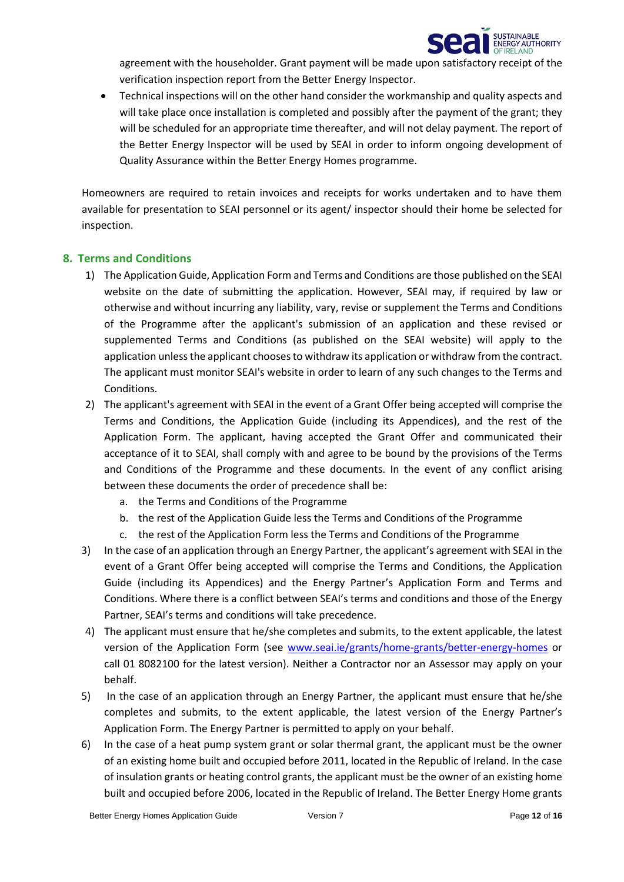agreement with the householder. Grant payment will be made upon satisfactory receipt of the verification inspection report from the Better Energy Inspector.

- Technical inspections will on the other hand consider the workmanship and quality aspects and will take place once installation is completed and possibly after the payment of the grant; they will be scheduled for an appropriate time thereafter, and will not delay payment. The report of the Better Energy Inspector will be used by SEAI in order to inform ongoing development of Quality Assurance within the Better Energy Homes programme.

Homeowners are required to retain invoices and receipts for works undertaken and to have them available for presentation to SEAI personnel or its agent/ inspector should their home be selected for inspection.

## 8. Terms and Conditions

1) The Application Guide, Application Form and Terms and Conditions are those published on the SEAI website on the date of submitting the application. However, SEAI may, if required by law or otherwise and without incurring any liability, vary, revise or supplement the Terms and Conditions of the Programme after the applicant's submission of an application and these revised or supplemented Terms and Conditions (as published on the SEAI website) will apply to the application unless the applicant chooses to withdraw its application or withdraw from the contract. The applicant must monitor SEAI's website in order to learn of any such changes to the Terms and Conditions.
2) The applicant's agreement with SEAI in the event of a Grant Offer being accepted will comprise the Terms and Conditions, the Application Guide (including its Appendices), and the rest of the Application Form. The applicant, having accepted the Grant Offer and communicated their acceptance of it to SEAI, shall comply with and agree to be bound by the provisions of the Terms and Conditions of the Programme and these documents. In the event of any conflict arising between these documents the order of precedence shall be:
    a. the Terms and Conditions of the Programme
    b. the rest of the Application Guide less the Terms and Conditions of the Programme
    c. the rest of the Application Form less the Terms and Conditions of the Programme
3) In the case of an application through an Energy Partner, the applicant's agreement with SEAI in the event of a Grant Offer being accepted will comprise the Terms and Conditions, the Application Guide (including its Appendices) and the Energy Partner's Application Form and Terms and Conditions. Where there is a conflict between SEAI's terms and conditions and those of the Energy Partner, SEAI's terms and conditions will take precedence.
4) The applicant must ensure that he/she completes and submits, to the extent applicable, the latest version of the Application Form (see www.seai.ie/grants/home-grants/better-energy-homes or call 01 8082100 for the latest version). Neither a Contractor nor an Assessor may apply on your behalf.
5) In the case of an application through an Energy Partner, the applicant must ensure that he/she completes and submits, to the extent applicable, the latest version of the Energy Partner's Application Form. The Energy Partner is permitted to apply on your behalf.
6) In the case of a heat pump system grant or solar thermal grant, the applicant must be the owner of an existing home built and occupied before 2011, located in the Republic of Ireland. In the case of insulation grants or heating control grants, the applicant must be the owner of an existing home built and occupied before 2006, located in the Republic of Ireland. The Better Energy Home grants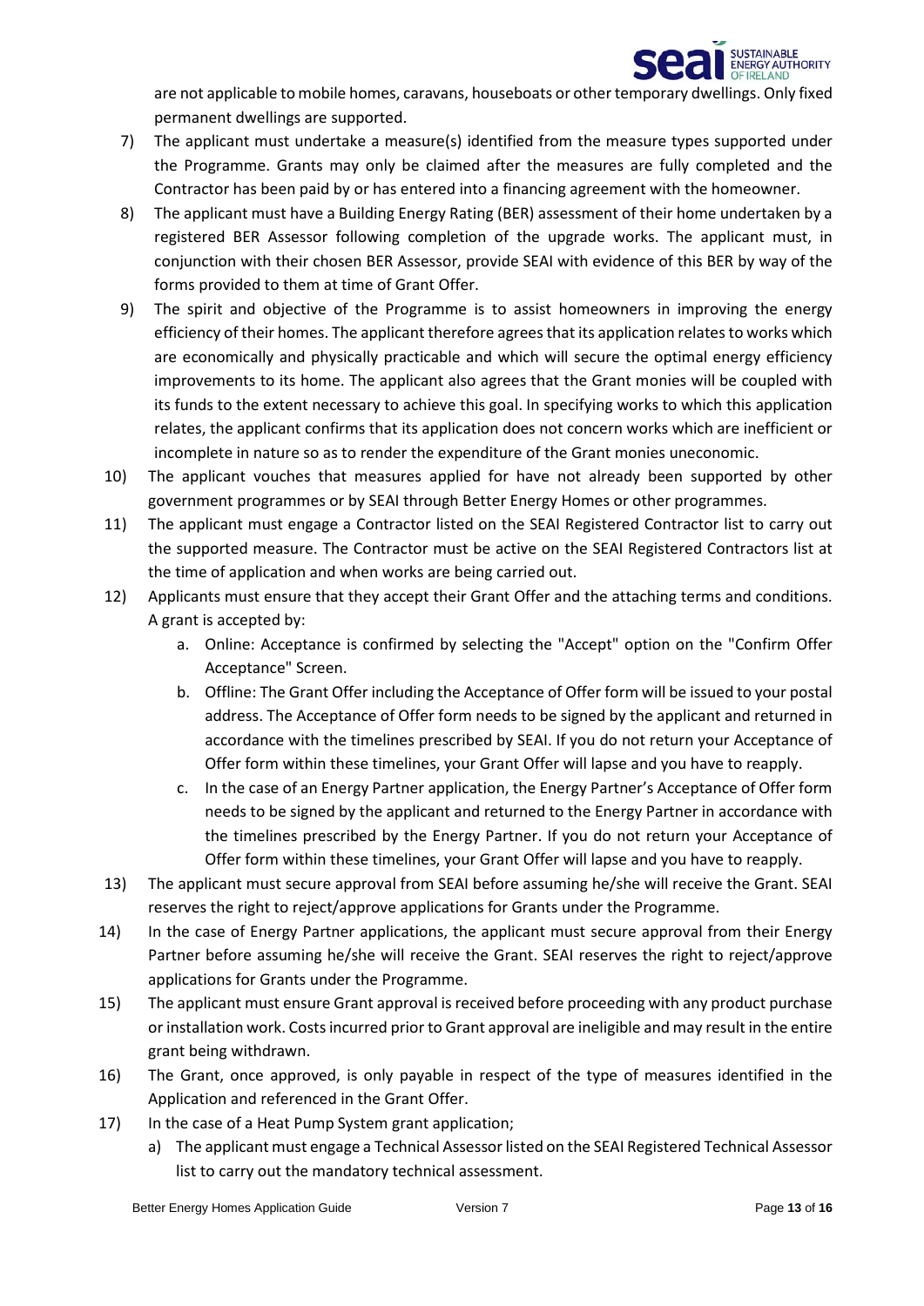are not applicable to mobile homes, caravans, houseboats or other temporary dwellings. Only fixed permanent dwellings are supported.

7) The applicant must undertake a measure(s) identified from the measure types supported under the Programme. Grants may only be claimed after the measures are fully completed and the Contractor has been paid by or has entered into a financing agreement with the homeowner.
8) The applicant must have a Building Energy Rating (BER) assessment of their home undertaken by a registered BER Assessor following completion of the upgrade works. The applicant must, in conjunction with their chosen BER Assessor, provide SEAI with evidence of this BER by way of the forms provided to them at time of Grant Offer.
9) The spirit and objective of the Programme is to assist homeowners in improving the energy efficiency of their homes. The applicant therefore agrees that its application relates to works which are economically and physically practicable and which will secure the optimal energy efficiency improvements to its home. The applicant also agrees that the Grant monies will be coupled with its funds to the extent necessary to achieve this goal. In specifying works to which this application relates, the applicant confirms that its application does not concern works which are inefficient or incomplete in nature so as to render the expenditure of the Grant monies uneconomic.
10) The applicant vouches that measures applied for have not already been supported by other government programmes or by SEAI through Better Energy Homes or other programmes.
11) The applicant must engage a Contractor listed on the SEAI Registered Contractor list to carry out the supported measure. The Contractor must be active on the SEAI Registered Contractors list at the time of application and when works are being carried out.
12) Applicants must ensure that they accept their Grant Offer and the attaching terms and conditions. A grant is accepted by:
    a. Online: Acceptance is confirmed by selecting the "Accept" option on the "Confirm Offer Acceptance" Screen.
    b. Offline: The Grant Offer including the Acceptance of Offer form will be issued to your postal address. The Acceptance of Offer form needs to be signed by the applicant and returned in accordance with the timelines prescribed by SEAI. If you do not return your Acceptance of Offer form within these timelines, your Grant Offer will lapse and you have to reapply.
    c. In the case of an Energy Partner application, the Energy Partner's Acceptance of Offer form needs to be signed by the applicant and returned to the Energy Partner in accordance with the timelines prescribed by the Energy Partner. If you do not return your Acceptance of Offer form within these timelines, your Grant Offer will lapse and you have to reapply.
13) The applicant must secure approval from SEAI before assuming he/she will receive the Grant. SEAI reserves the right to reject/approve applications for Grants under the Programme.
14) In the case of Energy Partner applications, the applicant must secure approval from their Energy Partner before assuming he/she will receive the Grant. SEAI reserves the right to reject/approve applications for Grants under the Programme.
15) The applicant must ensure Grant approval is received before proceeding with any product purchase or installation work. Costs incurred prior to Grant approval are ineligible and may result in the entire grant being withdrawn.
16) The Grant, once approved, is only payable in respect of the type of measures identified in the Application and referenced in the Grant Offer.
17) In the case of a Heat Pump System grant application;
    a) The applicant must engage a Technical Assessor listed on the SEAI Registered Technical Assessor list to carry out the mandatory technical assessment.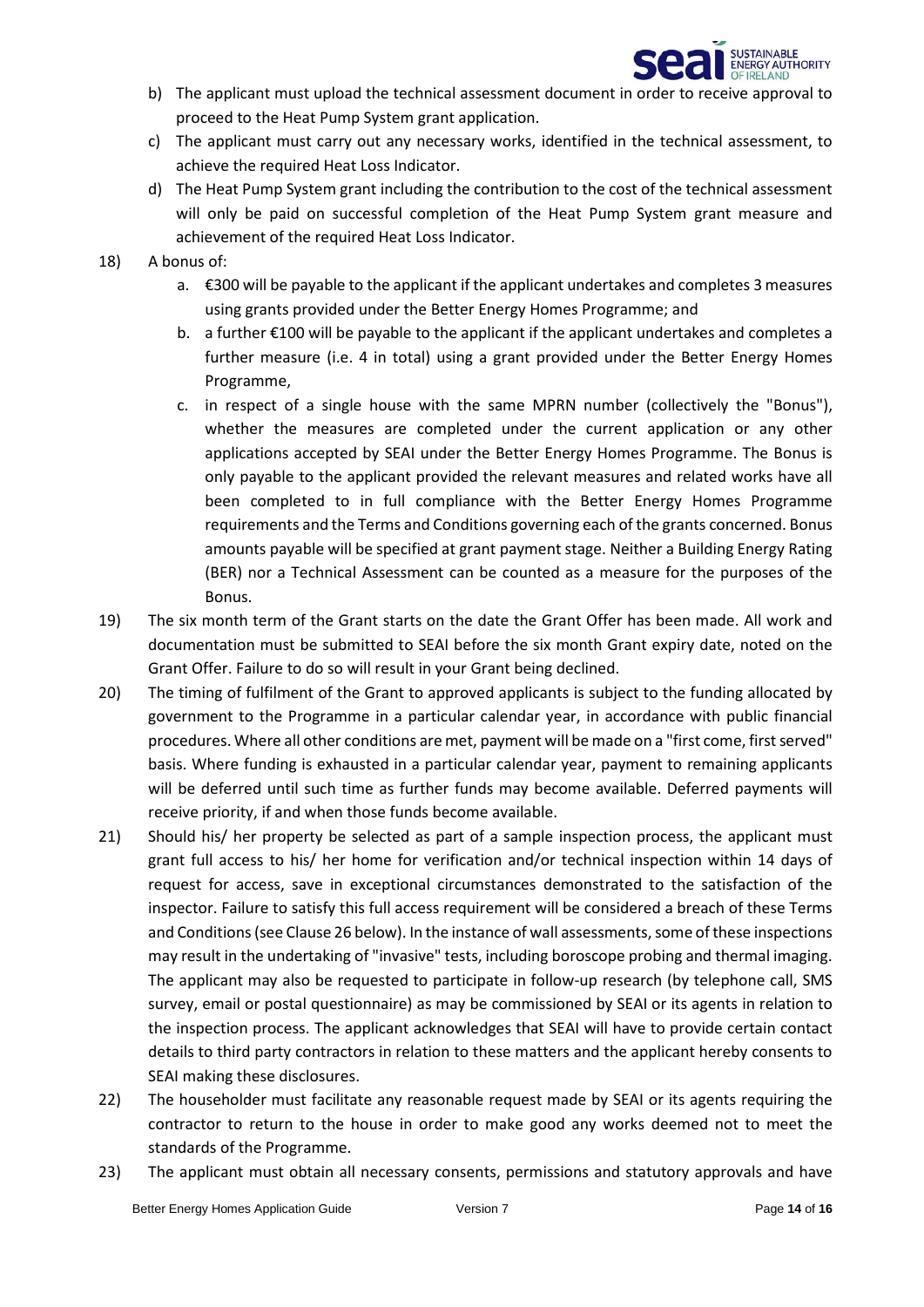b) The applicant must upload the technical assessment document in order to receive approval to proceed to the Heat Pump System grant application.

c) The applicant must carry out any necessary works, identified in the technical assessment, to achieve the required Heat Loss Indicator.

d) The Heat Pump System grant including the contribution to the cost of the technical assessment will only be paid on successful completion of the Heat Pump System grant measure and achievement of the required Heat Loss Indicator.

18) A bonus of:

   a. €300 will be payable to the applicant if the applicant undertakes and completes 3 measures using grants provided under the Better Energy Homes Programme; and

   b. a further €100 will be payable to the applicant if the applicant undertakes and completes a further measure (i.e. 4 in total) using a grant provided under the Better Energy Homes Programme,

   c. in respect of a single house with the same MPRN number (collectively the "Bonus"), whether the measures are completed under the current application or any other applications accepted by SEAI under the Better Energy Homes Programme. The Bonus is only payable to the applicant provided the relevant measures and related works have all been completed to in full compliance with the Better Energy Homes Programme requirements and the Terms and Conditions governing each of the grants concerned. Bonus amounts payable will be specified at grant payment stage. Neither a Building Energy Rating (BER) nor a Technical Assessment can be counted as a measure for the purposes of the Bonus.

19) The six month term of the Grant starts on the date the Grant Offer has been made. All work and documentation must be submitted to SEAI before the six month Grant expiry date, noted on the Grant Offer. Failure to do so will result in your Grant being declined.

20) The timing of fulfilment of the Grant to approved applicants is subject to the funding allocated by government to the Programme in a particular calendar year, in accordance with public financial procedures. Where all other conditions are met, payment will be made on a "first come, first served" basis. Where funding is exhausted in a particular calendar year, payment to remaining applicants will be deferred until such time as further funds may become available. Deferred payments will receive priority, if and when those funds become available.

21) Should his/ her property be selected as part of a sample inspection process, the applicant must grant full access to his/ her home for verification and/or technical inspection within 14 days of request for access, save in exceptional circumstances demonstrated to the satisfaction of the inspector. Failure to satisfy this full access requirement will be considered a breach of these Terms and Conditions (see Clause 26 below). In the instance of wall assessments, some of these inspections may result in the undertaking of "invasive" tests, including boroscope probing and thermal imaging. The applicant may also be requested to participate in follow-up research (by telephone call, SMS survey, email or postal questionnaire) as may be commissioned by SEAI or its agents in relation to the inspection process. The applicant acknowledges that SEAI will have to provide certain contact details to third party contractors in relation to these matters and the applicant hereby consents to SEAI making these disclosures.

22) The householder must facilitate any reasonable request made by SEAI or its agents requiring the contractor to return to the house in order to make good any works deemed not to meet the standards of the Programme.

23) The applicant must obtain all necessary consents, permissions and statutory approvals and have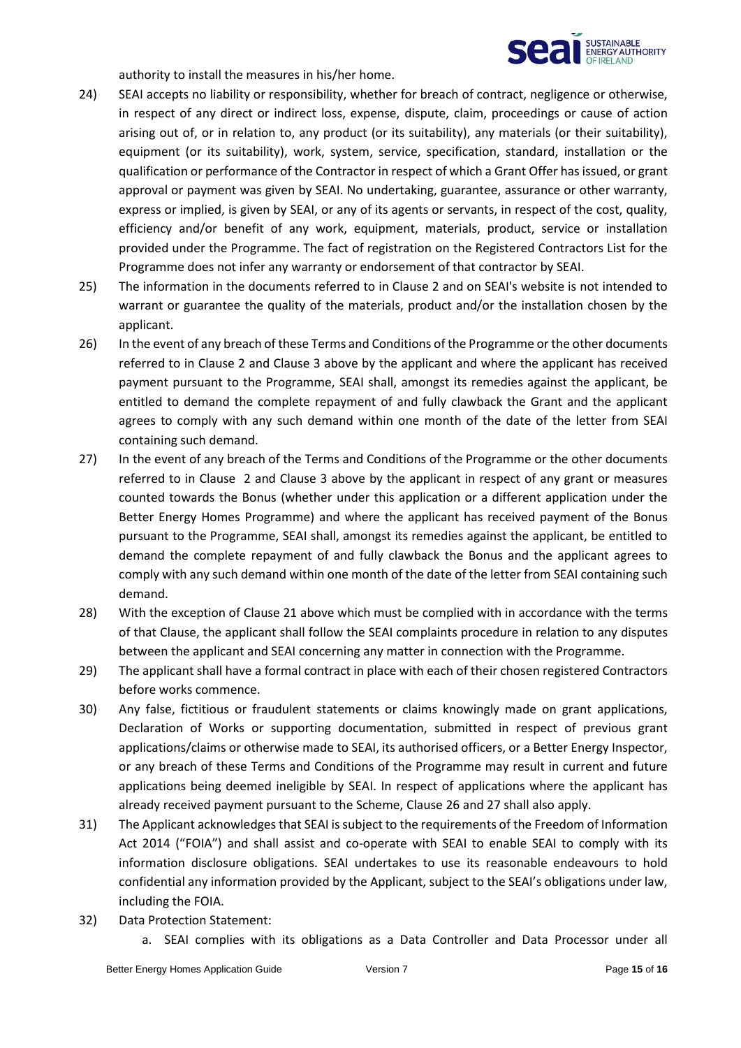authority to install the measures in his/her home.

24) SEAI accepts no liability or responsibility, whether for breach of contract, negligence or otherwise, in respect of any direct or indirect loss, expense, dispute, claim, proceedings or cause of action arising out of, or in relation to, any product (or its suitability), any materials (or their suitability), equipment (or its suitability), work, system, service, specification, standard, installation or the qualification or performance of the Contractor in respect of which a Grant Offer has issued, or grant approval or payment was given by SEAI. No undertaking, guarantee, assurance or other warranty, express or implied, is given by SEAI, or any of its agents or servants, in respect of the cost, quality, efficiency and/or benefit of any work, equipment, materials, product, service or installation provided under the Programme. The fact of registration on the Registered Contractors List for the Programme does not infer any warranty or endorsement of that contractor by SEAI.

25) The information in the documents referred to in Clause 2 and on SEAI's website is not intended to warrant or guarantee the quality of the materials, product and/or the installation chosen by the applicant.

26) In the event of any breach of these Terms and Conditions of the Programme or the other documents referred to in Clause 2 and Clause 3 above by the applicant and where the applicant has received payment pursuant to the Programme, SEAI shall, amongst its remedies against the applicant, be entitled to demand the complete repayment of and fully clawback the Grant and the applicant agrees to comply with any such demand within one month of the date of the letter from SEAI containing such demand.

27) In the event of any breach of the Terms and Conditions of the Programme or the other documents referred to in Clause 2 and Clause 3 above by the applicant in respect of any grant or measures counted towards the Bonus (whether under this application or a different application under the Better Energy Homes Programme) and where the applicant has received payment of the Bonus pursuant to the Programme, SEAI shall, amongst its remedies against the applicant, be entitled to demand the complete repayment of and fully clawback the Bonus and the applicant agrees to comply with any such demand within one month of the date of the letter from SEAI containing such demand.

28) With the exception of Clause 21 above which must be complied with in accordance with the terms of that Clause, the applicant shall follow the SEAI complaints procedure in relation to any disputes between the applicant and SEAI concerning any matter in connection with the Programme.

29) The applicant shall have a formal contract in place with each of their chosen registered Contractors before works commence.

30) Any false, fictitious or fraudulent statements or claims knowingly made on grant applications, Declaration of Works or supporting documentation, submitted in respect of previous grant applications/claims or otherwise made to SEAI, its authorised officers, or a Better Energy Inspector, or any breach of these Terms and Conditions of the Programme may result in current and future applications being deemed ineligible by SEAI. In respect of applications where the applicant has already received payment pursuant to the Scheme, Clause 26 and 27 shall also apply.

31) The Applicant acknowledges that SEAI is subject to the requirements of the Freedom of Information Act 2014 ("FOIA") and shall assist and co-operate with SEAI to enable SEAI to comply with its information disclosure obligations. SEAI undertakes to use its reasonable endeavours to hold confidential any information provided by the Applicant, subject to the SEAI's obligations under law, including the FOIA.

32) Data Protection Statement:
    a. SEAI complies with its obligations as a Data Controller and Data Processor under all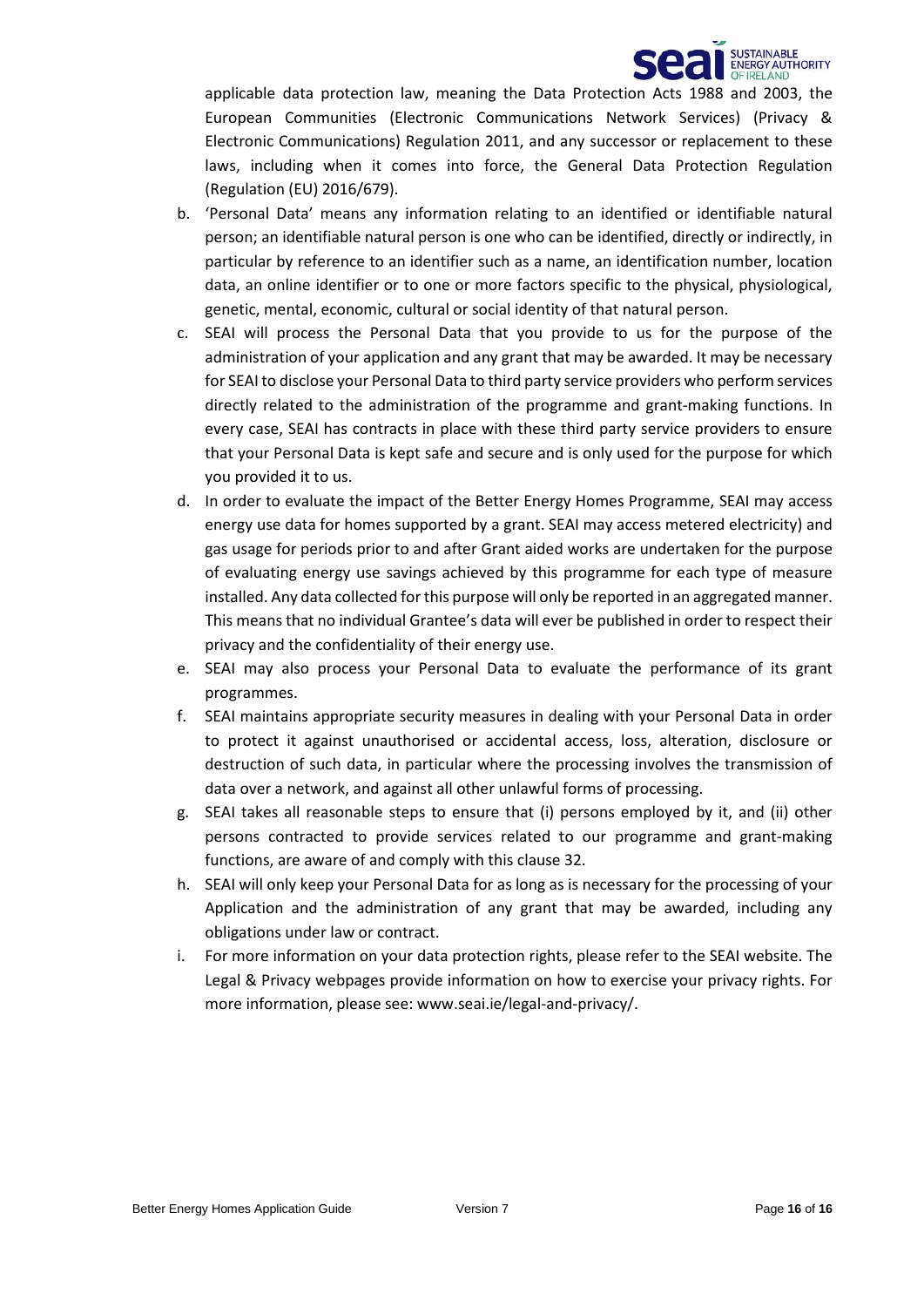applicable data protection law, meaning the Data Protection Acts 1988 and 2003, the European Communities (Electronic Communications Network Services) (Privacy & Electronic Communications) Regulation 2011, and any successor or replacement to these laws, including when it comes into force, the General Data Protection Regulation (Regulation (EU) 2016/679).

b. 'Personal Data' means any information relating to an identified or identifiable natural person; an identifiable natural person is one who can be identified, directly or indirectly, in particular by reference to an identifier such as a name, an identification number, location data, an online identifier or to one or more factors specific to the physical, physiological, genetic, mental, economic, cultural or social identity of that natural person.

c. SEAI will process the Personal Data that you provide to us for the purpose of the administration of your application and any grant that may be awarded. It may be necessary for SEAI to disclose your Personal Data to third party service providers who perform services directly related to the administration of the programme and grant-making functions. In every case, SEAI has contracts in place with these third party service providers to ensure that your Personal Data is kept safe and secure and is only used for the purpose for which you provided it to us.

d. In order to evaluate the impact of the Better Energy Homes Programme, SEAI may access energy use data for homes supported by a grant. SEAI may access metered electricity) and gas usage for periods prior to and after Grant aided works are undertaken for the purpose of evaluating energy use savings achieved by this programme for each type of measure installed. Any data collected for this purpose will only be reported in an aggregated manner. This means that no individual Grantee's data will ever be published in order to respect their privacy and the confidentiality of their energy use.

e. SEAI may also process your Personal Data to evaluate the performance of its grant programmes.

f. SEAI maintains appropriate security measures in dealing with your Personal Data in order to protect it against unauthorised or accidental access, loss, alteration, disclosure or destruction of such data, in particular where the processing involves the transmission of data over a network, and against all other unlawful forms of processing.

g. SEAI takes all reasonable steps to ensure that (i) persons employed by it, and (ii) other persons contracted to provide services related to our programme and grant-making functions, are aware of and comply with this clause 32.

h. SEAI will only keep your Personal Data for as long as is necessary for the processing of your Application and the administration of any grant that may be awarded, including any obligations under law or contract.

i. For more information on your data protection rights, please refer to the SEAI website. The Legal & Privacy webpages provide information on how to exercise your privacy rights. For more information, please see: www.seai.ie/legal-and-privacy/.